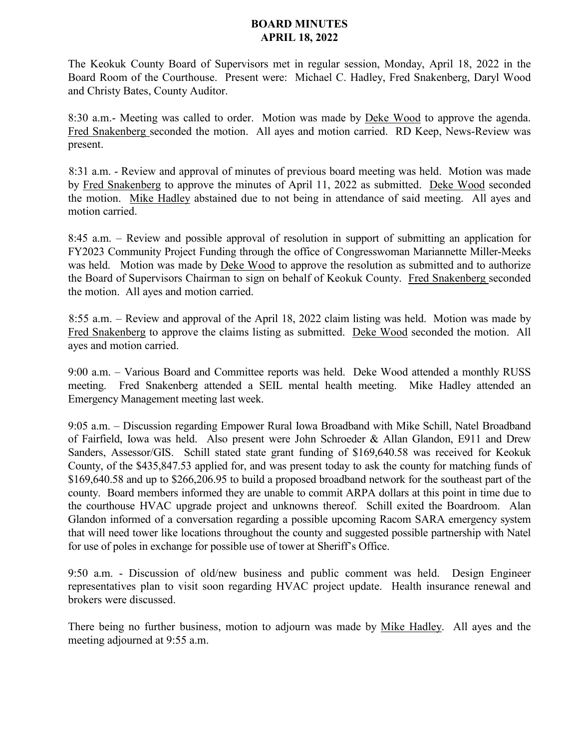# BOARD MINUTES
## APRIL 18, 2022

The Keokuk County Board of Supervisors met in regular session, Monday, April 18, 2022 in the Board Room of the Courthouse. Present were: Michael C. Hadley, Fred Snakenberg, Daryl Wood and Christy Bates, County Auditor.

8:30 a.m.- Meeting was called to order. Motion was made by Deke Wood to approve the agenda. Fred Snakenberg seconded the motion. All ayes and motion carried. RD Keep, News-Review was present.

8:31 a.m. - Review and approval of minutes of previous board meeting was held. Motion was made by Fred Snakenberg to approve the minutes of April 11, 2022 as submitted. Deke Wood seconded the motion. Mike Hadley abstained due to not being in attendance of said meeting. All ayes and motion carried.

8:45 a.m. – Review and possible approval of resolution in support of submitting an application for FY2023 Community Project Funding through the office of Congresswoman Mariannette Miller-Meeks was held. Motion was made by Deke Wood to approve the resolution as submitted and to authorize the Board of Supervisors Chairman to sign on behalf of Keokuk County. Fred Snakenberg seconded the motion. All ayes and motion carried.

8:55 a.m. – Review and approval of the April 18, 2022 claim listing was held. Motion was made by Fred Snakenberg to approve the claims listing as submitted. Deke Wood seconded the motion. All ayes and motion carried.

9:00 a.m. – Various Board and Committee reports was held. Deke Wood attended a monthly RUSS meeting. Fred Snakenberg attended a SEIL mental health meeting. Mike Hadley attended an Emergency Management meeting last week.

9:05 a.m. – Discussion regarding Empower Rural Iowa Broadband with Mike Schill, Natel Broadband of Fairfield, Iowa was held. Also present were John Schroeder & Allan Glandon, E911 and Drew Sanders, Assessor/GIS. Schill stated state grant funding of $169,640.58 was received for Keokuk County, of the $435,847.53 applied for, and was present today to ask the county for matching funds of $169,640.58 and up to $266,206.95 to build a proposed broadband network for the southeast part of the county. Board members informed they are unable to commit ARPA dollars at this point in time due to the courthouse HVAC upgrade project and unknowns thereof. Schill exited the Boardroom. Alan Glandon informed of a conversation regarding a possible upcoming Racom SARA emergency system that will need tower like locations throughout the county and suggested possible partnership with Natel for use of poles in exchange for possible use of tower at Sheriff's Office.

9:50 a.m. - Discussion of old/new business and public comment was held. Design Engineer representatives plan to visit soon regarding HVAC project update. Health insurance renewal and brokers were discussed.

There being no further business, motion to adjourn was made by Mike Hadley. All ayes and the meeting adjourned at 9:55 a.m.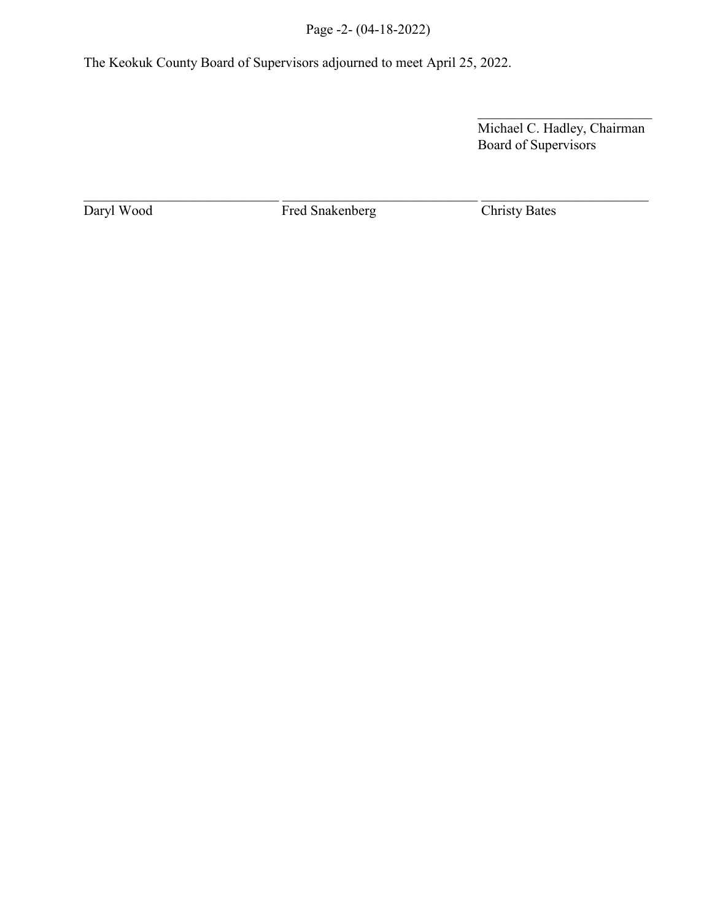The Keokuk County Board of Supervisors adjourned to meet April 25, 2022.

\_\_\_\_\_\_\_\_\_\_\_\_\_\_\_\_\_\_\_\_\_\_\_\_\_\_\_\_

Michael C. Hadley, Chairman
Board of Supervisors

| | | |
|---|---|---|
| \_\_\_\_\_\_\_\_\_\_\_\_\_\_\_\_\_\_\_\_\_\_\_\_\_\_\_\_ | \_\_\_\_\_\_\_\_\_\_\_\_\_\_\_\_\_\_\_\_\_\_\_\_\_\_\_\_ | \_\_\_\_\_\_\_\_\_\_\_\_\_\_\_\_\_\_\_\_\_\_\_\_\_\_\_\_ |
| Daryl Wood | Fred Snakenberg | Christy Bates |